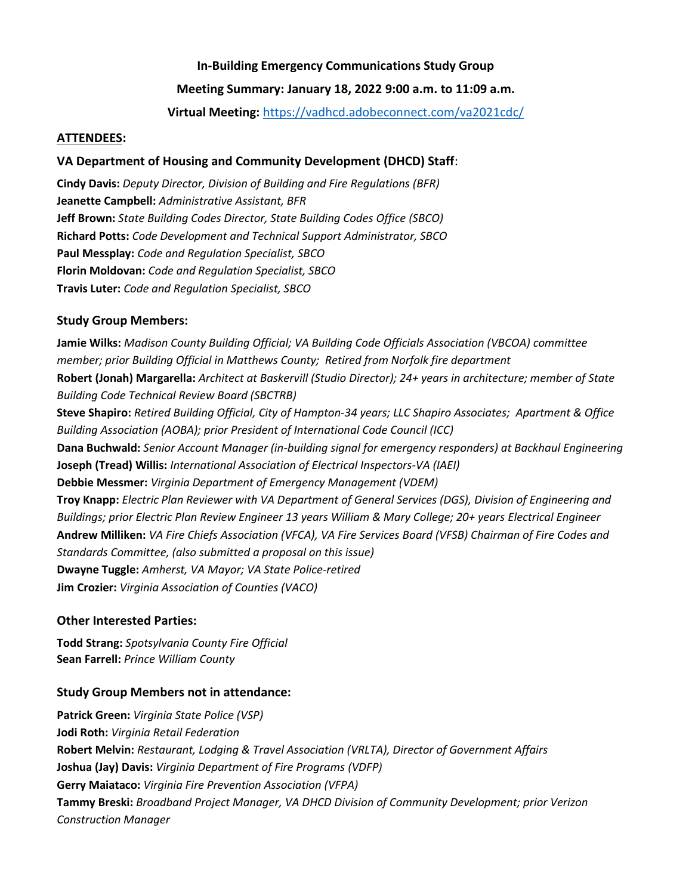**In-Building Emergency Communications Study Group**

**Meeting Summary: January 18, 2022 9:00 a.m. to 11:09 a.m.**

**Virtual Meeting:** https://vadhcd.adobeconnect.com/va2021cdc/

## ATTENDEES:

### VA Department of Housing and Community Development (DHCD) Staff:

**Cindy Davis:** *Deputy Director, Division of Building and Fire Regulations (BFR)*
**Jeanette Campbell:** *Administrative Assistant, BFR*
**Jeff Brown:** *State Building Codes Director, State Building Codes Office (SBCO)*
**Richard Potts:** *Code Development and Technical Support Administrator, SBCO*
**Paul Messplay:** *Code and Regulation Specialist, SBCO*
**Florin Moldovan:** *Code and Regulation Specialist, SBCO*
**Travis Luter:** *Code and Regulation Specialist, SBCO*

### Study Group Members:

**Jamie Wilks:** *Madison County Building Official; VA Building Code Officials Association (VBCOA) committee member; prior Building Official in Matthews County; Retired from Norfolk fire department*
**Robert (Jonah) Margarella:** *Architect at Baskervill (Studio Director); 24+ years in architecture; member of State Building Code Technical Review Board (SBCTRB)*
**Steve Shapiro:** *Retired Building Official, City of Hampton-34 years; LLC Shapiro Associates; Apartment & Office Building Association (AOBA); prior President of International Code Council (ICC)*
**Dana Buchwald:** *Senior Account Manager (in-building signal for emergency responders) at Backhaul Engineering*
**Joseph (Tread) Willis:** *International Association of Electrical Inspectors-VA (IAEI)*
**Debbie Messmer:** *Virginia Department of Emergency Management (VDEM)*
**Troy Knapp:** *Electric Plan Reviewer with VA Department of General Services (DGS), Division of Engineering and Buildings; prior Electric Plan Review Engineer 13 years William & Mary College; 20+ years Electrical Engineer*
**Andrew Milliken:** *VA Fire Chiefs Association (VFCA), VA Fire Services Board (VFSB) Chairman of Fire Codes and Standards Committee, (also submitted a proposal on this issue)*
**Dwayne Tuggle:** *Amherst, VA Mayor; VA State Police-retired*
**Jim Crozier:** *Virginia Association of Counties (VACO)*

### Other Interested Parties:

**Todd Strang:** *Spotsylvania County Fire Official*
**Sean Farrell:** *Prince William County*

### Study Group Members not in attendance:

**Patrick Green:** *Virginia State Police (VSP)*
**Jodi Roth:** *Virginia Retail Federation*
**Robert Melvin:** *Restaurant, Lodging & Travel Association (VRLTA), Director of Government Affairs*
**Joshua (Jay) Davis:** *Virginia Department of Fire Programs (VDFP)*
**Gerry Maiataco:** *Virginia Fire Prevention Association (VFPA)*
**Tammy Breski:** *Broadband Project Manager, VA DHCD Division of Community Development; prior Verizon Construction Manager*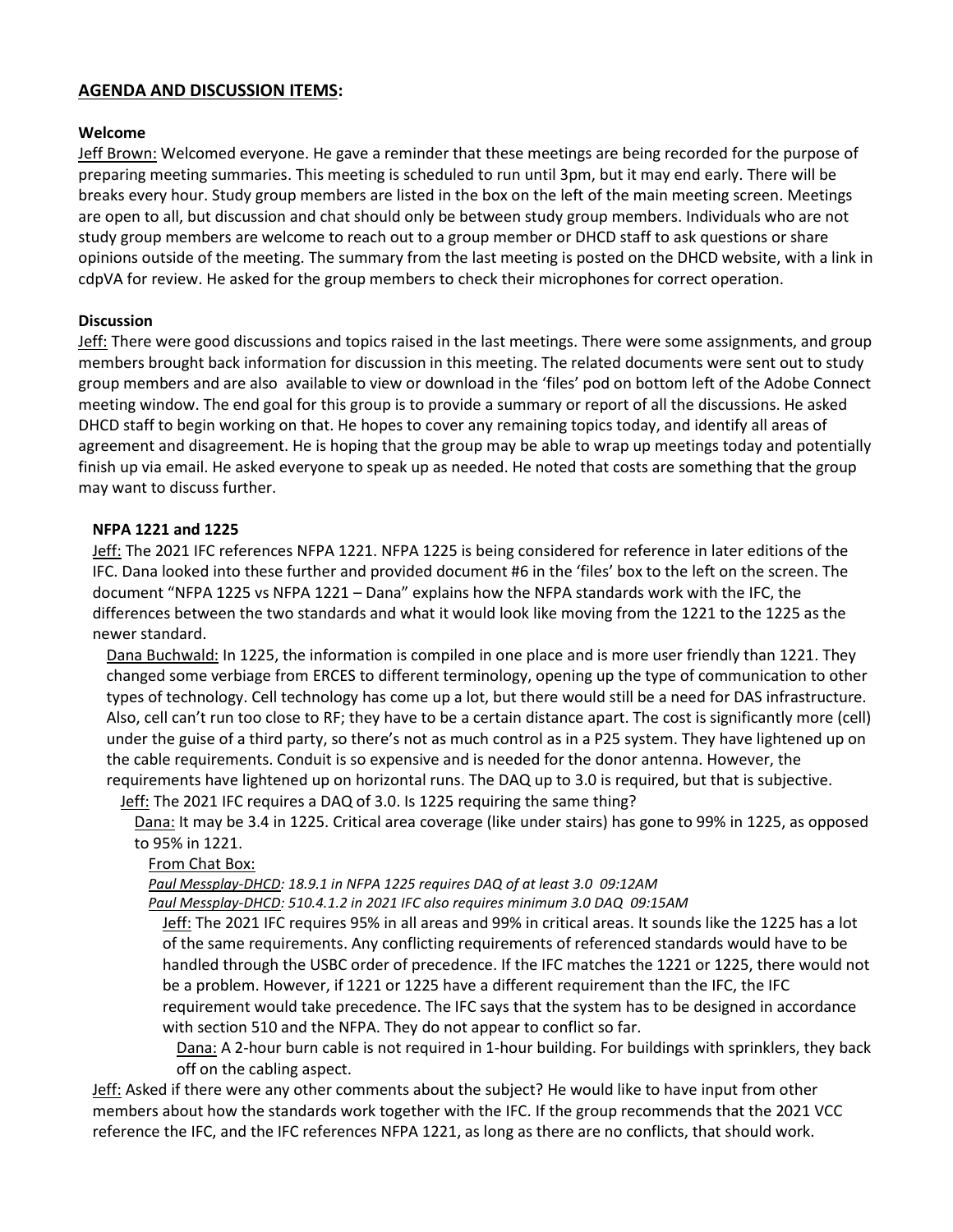## **AGENDA AND DISCUSSION ITEMS:**

**Welcome**

Jeff Brown: Welcomed everyone. He gave a reminder that these meetings are being recorded for the purpose of preparing meeting summaries. This meeting is scheduled to run until 3pm, but it may end early. There will be breaks every hour. Study group members are listed in the box on the left of the main meeting screen. Meetings are open to all, but discussion and chat should only be between study group members. Individuals who are not study group members are welcome to reach out to a group member or DHCD staff to ask questions or share opinions outside of the meeting. The summary from the last meeting is posted on the DHCD website, with a link in cdpVA for review. He asked for the group members to check their microphones for correct operation.

**Discussion**

Jeff: There were good discussions and topics raised in the last meetings. There were some assignments, and group members brought back information for discussion in this meeting. The related documents were sent out to study group members and are also available to view or download in the 'files' pod on bottom left of the Adobe Connect meeting window. The end goal for this group is to provide a summary or report of all the discussions. He asked DHCD staff to begin working on that. He hopes to cover any remaining topics today, and identify all areas of agreement and disagreement. He is hoping that the group may be able to wrap up meetings today and potentially finish up via email. He asked everyone to speak up as needed. He noted that costs are something that the group may want to discuss further.

**NFPA 1221 and 1225**

Jeff: The 2021 IFC references NFPA 1221. NFPA 1225 is being considered for reference in later editions of the IFC. Dana looked into these further and provided document #6 in the 'files' box to the left on the screen. The document "NFPA 1225 vs NFPA 1221 – Dana" explains how the NFPA standards work with the IFC, the differences between the two standards and what it would look like moving from the 1221 to the 1225 as the newer standard.

Dana Buchwald: In 1225, the information is compiled in one place and is more user friendly than 1221. They changed some verbiage from ERCES to different terminology, opening up the type of communication to other types of technology. Cell technology has come up a lot, but there would still be a need for DAS infrastructure. Also, cell can't run too close to RF; they have to be a certain distance apart. The cost is significantly more (cell) under the guise of a third party, so there's not as much control as in a P25 system. They have lightened up on the cable requirements. Conduit is so expensive and is needed for the donor antenna. However, the requirements have lightened up on horizontal runs. The DAQ up to 3.0 is required, but that is subjective.

Jeff: The 2021 IFC requires a DAQ of 3.0. Is 1225 requiring the same thing?

Dana: It may be 3.4 in 1225. Critical area coverage (like under stairs) has gone to 99% in 1225, as opposed to 95% in 1221.

From Chat Box:

*Paul Messplay-DHCD: 18.9.1 in NFPA 1225 requires DAQ of at least 3.0 09:12AM*

*Paul Messplay-DHCD: 510.4.1.2 in 2021 IFC also requires minimum 3.0 DAQ 09:15AM*

Jeff: The 2021 IFC requires 95% in all areas and 99% in critical areas. It sounds like the 1225 has a lot of the same requirements. Any conflicting requirements of referenced standards would have to be handled through the USBC order of precedence. If the IFC matches the 1221 or 1225, there would not be a problem. However, if 1221 or 1225 have a different requirement than the IFC, the IFC requirement would take precedence. The IFC says that the system has to be designed in accordance with section 510 and the NFPA. They do not appear to conflict so far.

Dana: A 2-hour burn cable is not required in 1-hour building. For buildings with sprinklers, they back off on the cabling aspect.

Jeff: Asked if there were any other comments about the subject? He would like to have input from other members about how the standards work together with the IFC. If the group recommends that the 2021 VCC reference the IFC, and the IFC references NFPA 1221, as long as there are no conflicts, that should work.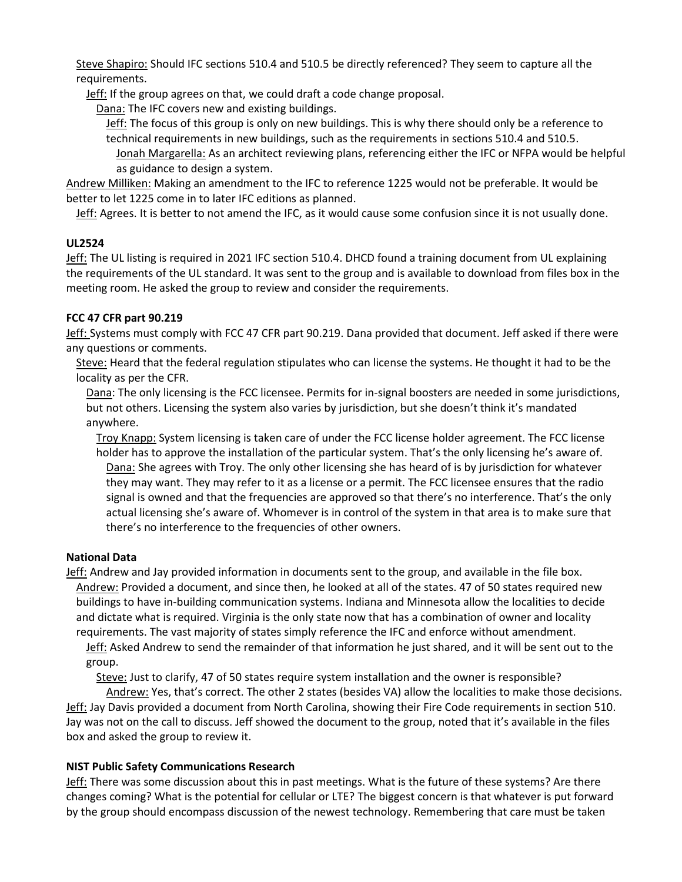Steve Shapiro: Should IFC sections 510.4 and 510.5 be directly referenced? They seem to capture all the requirements.

Jeff: If the group agrees on that, we could draft a code change proposal.

Dana: The IFC covers new and existing buildings.

Jeff: The focus of this group is only on new buildings. This is why there should only be a reference to technical requirements in new buildings, such as the requirements in sections 510.4 and 510.5.

Jonah Margarella: As an architect reviewing plans, referencing either the IFC or NFPA would be helpful as guidance to design a system.

Andrew Milliken: Making an amendment to the IFC to reference 1225 would not be preferable. It would be better to let 1225 come in to later IFC editions as planned.

Jeff: Agrees. It is better to not amend the IFC, as it would cause some confusion since it is not usually done.

**UL2524**

Jeff: The UL listing is required in 2021 IFC section 510.4. DHCD found a training document from UL explaining the requirements of the UL standard. It was sent to the group and is available to download from files box in the meeting room. He asked the group to review and consider the requirements.

**FCC 47 CFR part 90.219**

Jeff: Systems must comply with FCC 47 CFR part 90.219. Dana provided that document. Jeff asked if there were any questions or comments.

Steve: Heard that the federal regulation stipulates who can license the systems. He thought it had to be the locality as per the CFR.

Dana: The only licensing is the FCC licensee. Permits for in-signal boosters are needed in some jurisdictions, but not others. Licensing the system also varies by jurisdiction, but she doesn't think it's mandated anywhere.

Troy Knapp: System licensing is taken care of under the FCC license holder agreement. The FCC license holder has to approve the installation of the particular system. That's the only licensing he's aware of.

Dana: She agrees with Troy. The only other licensing she has heard of is by jurisdiction for whatever they may want. They may refer to it as a license or a permit. The FCC licensee ensures that the radio signal is owned and that the frequencies are approved so that there's no interference. That's the only actual licensing she's aware of. Whomever is in control of the system in that area is to make sure that there's no interference to the frequencies of other owners.

**National Data**

Jeff: Andrew and Jay provided information in documents sent to the group, and available in the file box.

Andrew: Provided a document, and since then, he looked at all of the states. 47 of 50 states required new buildings to have in-building communication systems. Indiana and Minnesota allow the localities to decide and dictate what is required. Virginia is the only state now that has a combination of owner and locality requirements. The vast majority of states simply reference the IFC and enforce without amendment.

Jeff: Asked Andrew to send the remainder of that information he just shared, and it will be sent out to the group.

Steve: Just to clarify, 47 of 50 states require system installation and the owner is responsible?

Andrew: Yes, that's correct. The other 2 states (besides VA) allow the localities to make those decisions.

Jeff: Jay Davis provided a document from North Carolina, showing their Fire Code requirements in section 510. Jay was not on the call to discuss. Jeff showed the document to the group, noted that it's available in the files box and asked the group to review it.

**NIST Public Safety Communications Research**

Jeff: There was some discussion about this in past meetings. What is the future of these systems? Are there changes coming? What is the potential for cellular or LTE? The biggest concern is that whatever is put forward by the group should encompass discussion of the newest technology. Remembering that care must be taken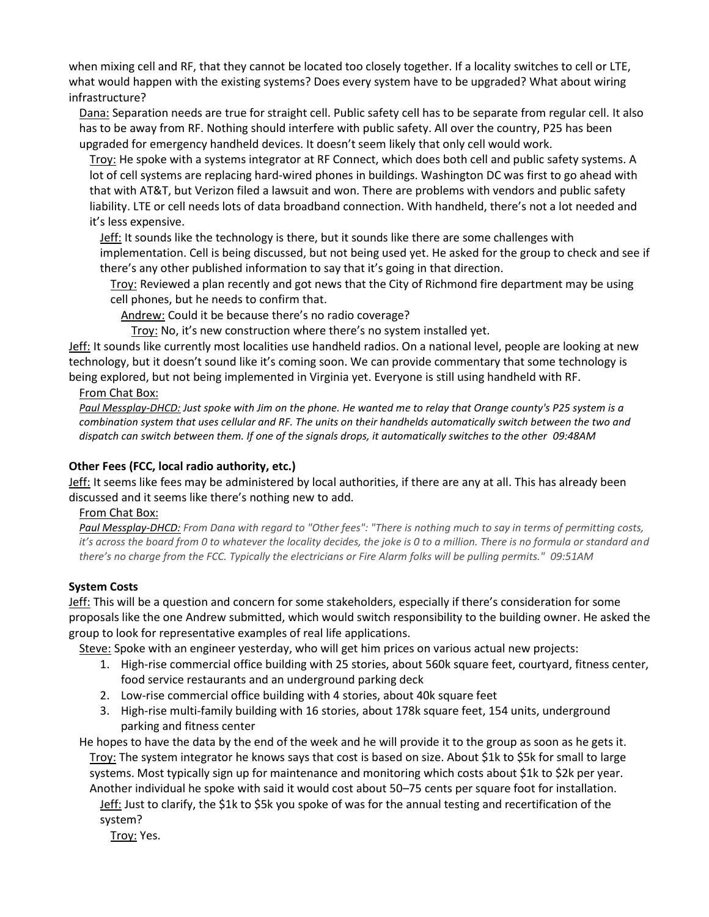when mixing cell and RF, that they cannot be located too closely together. If a locality switches to cell or LTE, what would happen with the existing systems? Does every system have to be upgraded? What about wiring infrastructure?

Dana: Separation needs are true for straight cell. Public safety cell has to be separate from regular cell. It also has to be away from RF. Nothing should interfere with public safety. All over the country, P25 has been upgraded for emergency handheld devices. It doesn't seem likely that only cell would work.

Troy: He spoke with a systems integrator at RF Connect, which does both cell and public safety systems. A lot of cell systems are replacing hard-wired phones in buildings. Washington DC was first to go ahead with that with AT&T, but Verizon filed a lawsuit and won. There are problems with vendors and public safety liability. LTE or cell needs lots of data broadband connection. With handheld, there's not a lot needed and it's less expensive.

Jeff: It sounds like the technology is there, but it sounds like there are some challenges with implementation. Cell is being discussed, but not being used yet. He asked for the group to check and see if there's any other published information to say that it's going in that direction.

Troy: Reviewed a plan recently and got news that the City of Richmond fire department may be using cell phones, but he needs to confirm that.

Andrew: Could it be because there's no radio coverage?

Troy: No, it's new construction where there's no system installed yet.

Jeff: It sounds like currently most localities use handheld radios. On a national level, people are looking at new technology, but it doesn't sound like it's coming soon. We can provide commentary that some technology is being explored, but not being implemented in Virginia yet. Everyone is still using handheld with RF.

From Chat Box:

*Paul Messplay-DHCD: Just spoke with Jim on the phone. He wanted me to relay that Orange county's P25 system is a combination system that uses cellular and RF. The units on their handhelds automatically switch between the two and dispatch can switch between them. If one of the signals drops, it automatically switches to the other 09:48AM*

### Other Fees (FCC, local radio authority, etc.)

Jeff: It seems like fees may be administered by local authorities, if there are any at all. This has already been discussed and it seems like there's nothing new to add.

From Chat Box:

*Paul Messplay-DHCD: From Dana with regard to "Other fees": "There is nothing much to say in terms of permitting costs, it's across the board from 0 to whatever the locality decides, the joke is 0 to a million. There is no formula or standard and there's no charge from the FCC. Typically the electricians or Fire Alarm folks will be pulling permits." 09:51AM*

### System Costs

Jeff: This will be a question and concern for some stakeholders, especially if there's consideration for some proposals like the one Andrew submitted, which would switch responsibility to the building owner. He asked the group to look for representative examples of real life applications.

Steve: Spoke with an engineer yesterday, who will get him prices on various actual new projects:

1. High-rise commercial office building with 25 stories, about 560k square feet, courtyard, fitness center, food service restaurants and an underground parking deck
2. Low-rise commercial office building with 4 stories, about 40k square feet
3. High-rise multi-family building with 16 stories, about 178k square feet, 154 units, underground parking and fitness center

He hopes to have the data by the end of the week and he will provide it to the group as soon as he gets it.

Troy: The system integrator he knows says that cost is based on size. About $1k to $5k for small to large systems. Most typically sign up for maintenance and monitoring which costs about $1k to $2k per year. Another individual he spoke with said it would cost about 50–75 cents per square foot for installation.

Jeff: Just to clarify, the $1k to $5k you spoke of was for the annual testing and recertification of the system?

Troy: Yes.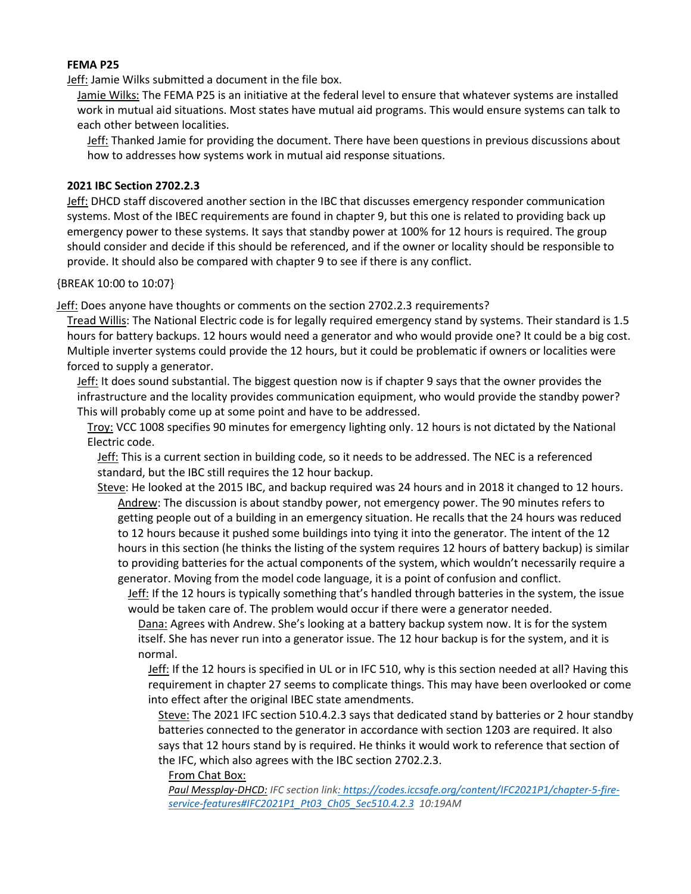**FEMA P25**

Jeff: Jamie Wilks submitted a document in the file box.

Jamie Wilks: The FEMA P25 is an initiative at the federal level to ensure that whatever systems are installed work in mutual aid situations. Most states have mutual aid programs. This would ensure systems can talk to each other between localities.

Jeff: Thanked Jamie for providing the document. There have been questions in previous discussions about how to addresses how systems work in mutual aid response situations.

**2021 IBC Section 2702.2.3**

Jeff: DHCD staff discovered another section in the IBC that discusses emergency responder communication systems. Most of the IBEC requirements are found in chapter 9, but this one is related to providing back up emergency power to these systems. It says that standby power at 100% for 12 hours is required. The group should consider and decide if this should be referenced, and if the owner or locality should be responsible to provide. It should also be compared with chapter 9 to see if there is any conflict.

{BREAK 10:00 to 10:07}

Jeff: Does anyone have thoughts or comments on the section 2702.2.3 requirements?

Tread Willis: The National Electric code is for legally required emergency stand by systems. Their standard is 1.5 hours for battery backups. 12 hours would need a generator and who would provide one? It could be a big cost. Multiple inverter systems could provide the 12 hours, but it could be problematic if owners or localities were forced to supply a generator.

Jeff: It does sound substantial. The biggest question now is if chapter 9 says that the owner provides the infrastructure and the locality provides communication equipment, who would provide the standby power? This will probably come up at some point and have to be addressed.

Troy: VCC 1008 specifies 90 minutes for emergency lighting only. 12 hours is not dictated by the National Electric code.

Jeff: This is a current section in building code, so it needs to be addressed. The NEC is a referenced standard, but the IBC still requires the 12 hour backup.

Steve: He looked at the 2015 IBC, and backup required was 24 hours and in 2018 it changed to 12 hours.

Andrew: The discussion is about standby power, not emergency power. The 90 minutes refers to getting people out of a building in an emergency situation. He recalls that the 24 hours was reduced to 12 hours because it pushed some buildings into tying it into the generator. The intent of the 12 hours in this section (he thinks the listing of the system requires 12 hours of battery backup) is similar to providing batteries for the actual components of the system, which wouldn't necessarily require a generator. Moving from the model code language, it is a point of confusion and conflict.

Jeff: If the 12 hours is typically something that's handled through batteries in the system, the issue would be taken care of. The problem would occur if there were a generator needed.

Dana: Agrees with Andrew. She's looking at a battery backup system now. It is for the system itself. She has never run into a generator issue. The 12 hour backup is for the system, and it is normal.

Jeff: If the 12 hours is specified in UL or in IFC 510, why is this section needed at all? Having this requirement in chapter 27 seems to complicate things. This may have been overlooked or come into effect after the original IBEC state amendments.

Steve: The 2021 IFC section 510.4.2.3 says that dedicated stand by batteries or 2 hour standby batteries connected to the generator in accordance with section 1203 are required. It also says that 12 hours stand by is required. He thinks it would work to reference that section of the IFC, which also agrees with the IBC section 2702.2.3.

From Chat Box:

*Paul Messplay-DHCD: IFC section link: https://codes.iccsafe.org/content/IFC2021P1/chapter-5-fire-service-features#IFC2021P1_Pt03_Ch05_Sec510.4.2.3 10:19AM*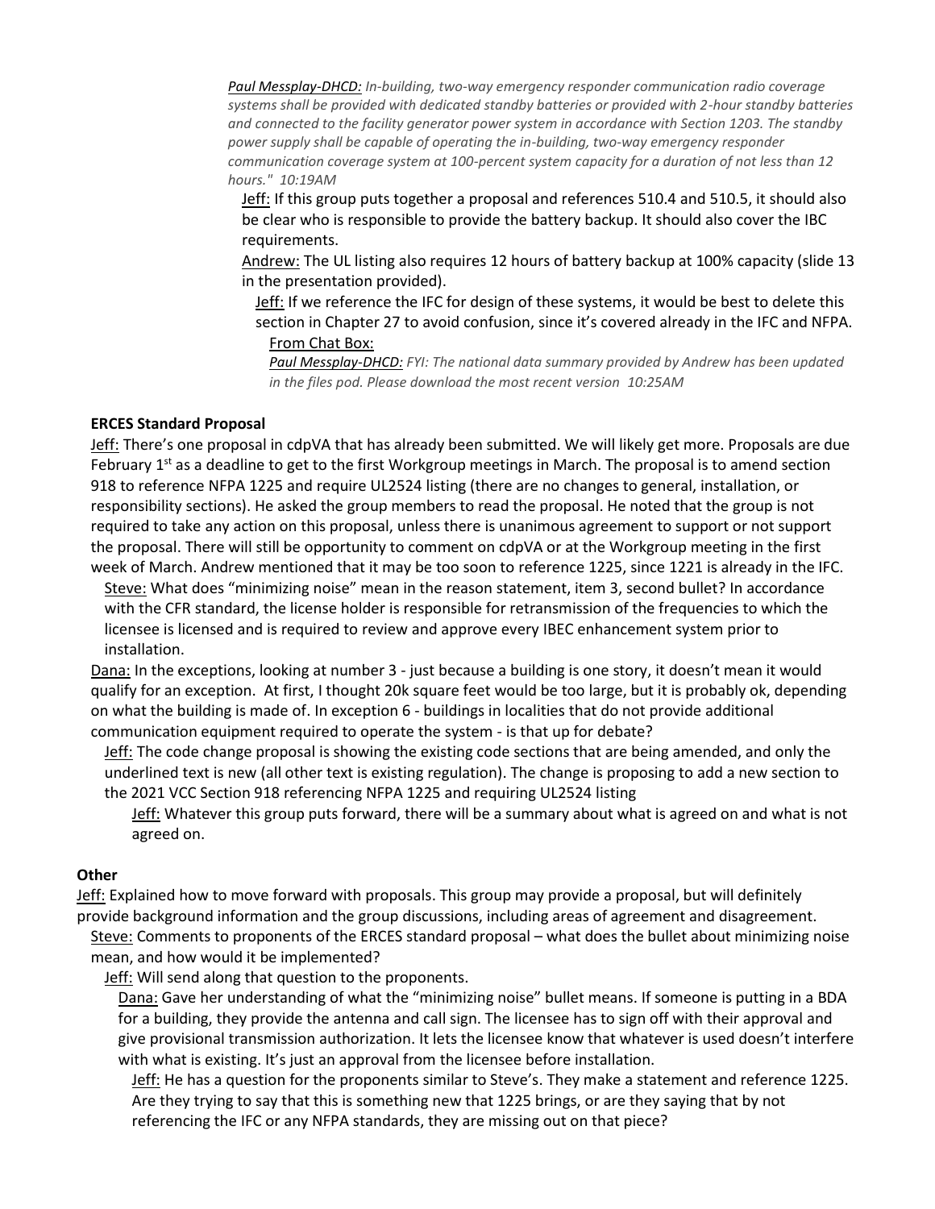*Paul Messplay-DHCD: In-building, two-way emergency responder communication radio coverage systems shall be provided with dedicated standby batteries or provided with 2-hour standby batteries and connected to the facility generator power system in accordance with Section 1203. The standby power supply shall be capable of operating the in-building, two-way emergency responder communication coverage system at 100-percent system capacity for a duration of not less than 12 hours." 10:19AM*

Jeff: If this group puts together a proposal and references 510.4 and 510.5, it should also be clear who is responsible to provide the battery backup. It should also cover the IBC requirements.

Andrew: The UL listing also requires 12 hours of battery backup at 100% capacity (slide 13 in the presentation provided).

Jeff: If we reference the IFC for design of these systems, it would be best to delete this section in Chapter 27 to avoid confusion, since it's covered already in the IFC and NFPA.

From Chat Box:

*Paul Messplay-DHCD: FYI: The national data summary provided by Andrew has been updated in the files pod. Please download the most recent version 10:25AM*

**ERCES Standard Proposal**

Jeff: There's one proposal in cdpVA that has already been submitted. We will likely get more. Proposals are due February 1st as a deadline to get to the first Workgroup meetings in March. The proposal is to amend section 918 to reference NFPA 1225 and require UL2524 listing (there are no changes to general, installation, or responsibility sections). He asked the group members to read the proposal. He noted that the group is not required to take any action on this proposal, unless there is unanimous agreement to support or not support the proposal. There will still be opportunity to comment on cdpVA or at the Workgroup meeting in the first week of March. Andrew mentioned that it may be too soon to reference 1225, since 1221 is already in the IFC.

Steve: What does "minimizing noise" mean in the reason statement, item 3, second bullet? In accordance with the CFR standard, the license holder is responsible for retransmission of the frequencies to which the licensee is licensed and is required to review and approve every IBEC enhancement system prior to installation.

Dana: In the exceptions, looking at number 3 - just because a building is one story, it doesn't mean it would qualify for an exception. At first, I thought 20k square feet would be too large, but it is probably ok, depending on what the building is made of. In exception 6 - buildings in localities that do not provide additional communication equipment required to operate the system - is that up for debate?

Jeff: The code change proposal is showing the existing code sections that are being amended, and only the underlined text is new (all other text is existing regulation). The change is proposing to add a new section to the 2021 VCC Section 918 referencing NFPA 1225 and requiring UL2524 listing

Jeff: Whatever this group puts forward, there will be a summary about what is agreed on and what is not agreed on.

**Other**

Jeff: Explained how to move forward with proposals. This group may provide a proposal, but will definitely provide background information and the group discussions, including areas of agreement and disagreement.

Steve: Comments to proponents of the ERCES standard proposal – what does the bullet about minimizing noise mean, and how would it be implemented?

Jeff: Will send along that question to the proponents.

Dana: Gave her understanding of what the "minimizing noise" bullet means. If someone is putting in a BDA for a building, they provide the antenna and call sign. The licensee has to sign off with their approval and give provisional transmission authorization. It lets the licensee know that whatever is used doesn't interfere with what is existing. It's just an approval from the licensee before installation.

Jeff: He has a question for the proponents similar to Steve's. They make a statement and reference 1225. Are they trying to say that this is something new that 1225 brings, or are they saying that by not referencing the IFC or any NFPA standards, they are missing out on that piece?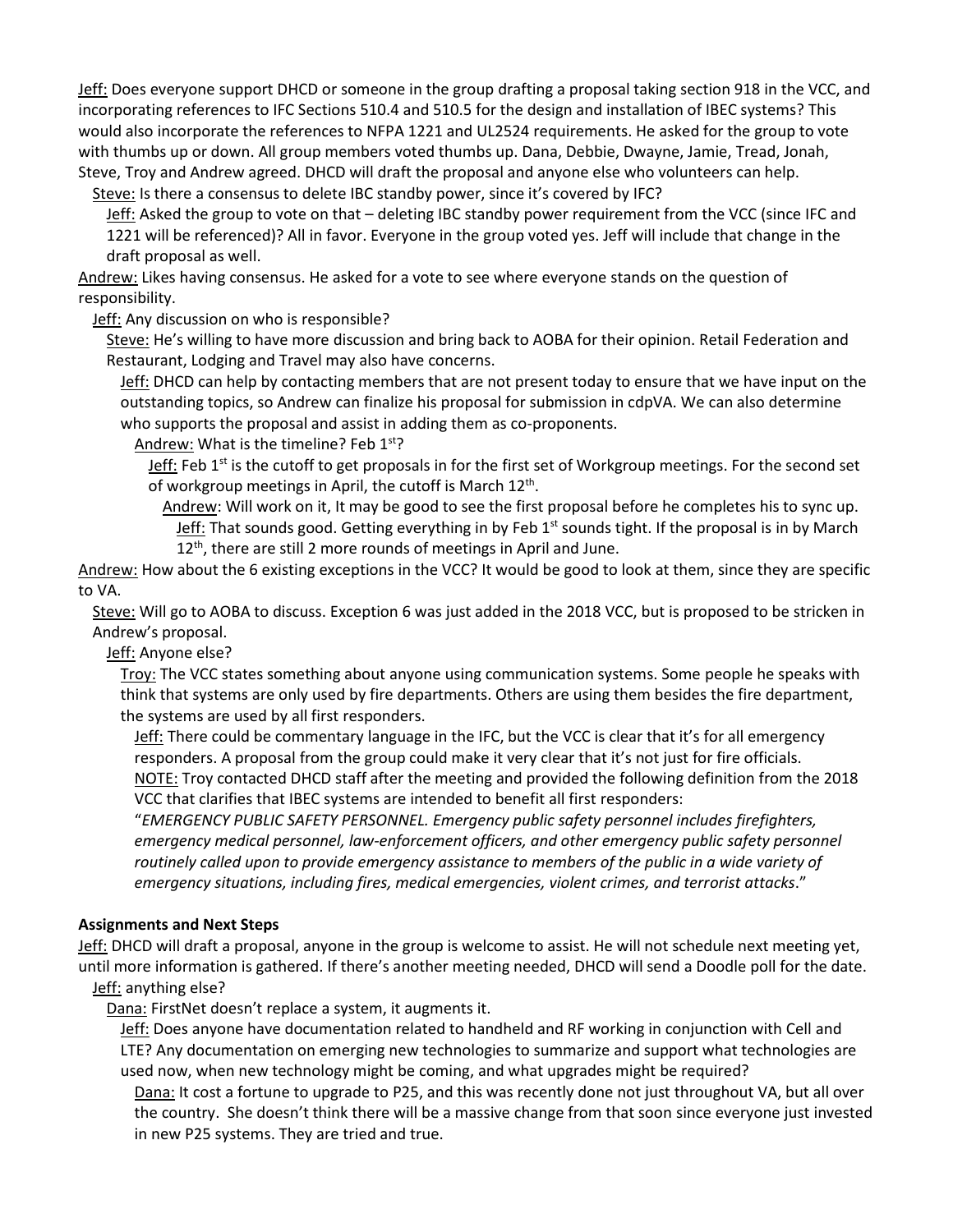Jeff: Does everyone support DHCD or someone in the group drafting a proposal taking section 918 in the VCC, and incorporating references to IFC Sections 510.4 and 510.5 for the design and installation of IBEC systems? This would also incorporate the references to NFPA 1221 and UL2524 requirements. He asked for the group to vote with thumbs up or down. All group members voted thumbs up. Dana, Debbie, Dwayne, Jamie, Tread, Jonah, Steve, Troy and Andrew agreed. DHCD will draft the proposal and anyone else who volunteers can help.

Steve: Is there a consensus to delete IBC standby power, since it's covered by IFC?

Jeff: Asked the group to vote on that – deleting IBC standby power requirement from the VCC (since IFC and 1221 will be referenced)? All in favor. Everyone in the group voted yes. Jeff will include that change in the draft proposal as well.

Andrew: Likes having consensus. He asked for a vote to see where everyone stands on the question of responsibility.

Jeff: Any discussion on who is responsible?

Steve: He's willing to have more discussion and bring back to AOBA for their opinion. Retail Federation and Restaurant, Lodging and Travel may also have concerns.

Jeff: DHCD can help by contacting members that are not present today to ensure that we have input on the outstanding topics, so Andrew can finalize his proposal for submission in cdpVA. We can also determine who supports the proposal and assist in adding them as co-proponents.

Andrew: What is the timeline? Feb 1st?

Jeff: Feb 1st is the cutoff to get proposals in for the first set of Workgroup meetings. For the second set of workgroup meetings in April, the cutoff is March 12th.

Andrew: Will work on it, It may be good to see the first proposal before he completes his to sync up.

Jeff: That sounds good. Getting everything in by Feb 1st sounds tight. If the proposal is in by March 12th, there are still 2 more rounds of meetings in April and June.

Andrew: How about the 6 existing exceptions in the VCC? It would be good to look at them, since they are specific to VA.

Steve: Will go to AOBA to discuss. Exception 6 was just added in the 2018 VCC, but is proposed to be stricken in Andrew's proposal.

Jeff: Anyone else?

Troy: The VCC states something about anyone using communication systems. Some people he speaks with think that systems are only used by fire departments. Others are using them besides the fire department, the systems are used by all first responders.

Jeff: There could be commentary language in the IFC, but the VCC is clear that it's for all emergency responders. A proposal from the group could make it very clear that it's not just for fire officials.

NOTE: Troy contacted DHCD staff after the meeting and provided the following definition from the 2018 VCC that clarifies that IBEC systems are intended to benefit all first responders:

"*EMERGENCY PUBLIC SAFETY PERSONNEL. Emergency public safety personnel includes firefighters, emergency medical personnel, law-enforcement officers, and other emergency public safety personnel routinely called upon to provide emergency assistance to members of the public in a wide variety of emergency situations, including fires, medical emergencies, violent crimes, and terrorist attacks*."

**Assignments and Next Steps**

Jeff: DHCD will draft a proposal, anyone in the group is welcome to assist. He will not schedule next meeting yet, until more information is gathered. If there's another meeting needed, DHCD will send a Doodle poll for the date.

Jeff: anything else?

Dana: FirstNet doesn't replace a system, it augments it.

Jeff: Does anyone have documentation related to handheld and RF working in conjunction with Cell and LTE? Any documentation on emerging new technologies to summarize and support what technologies are used now, when new technology might be coming, and what upgrades might be required?

Dana: It cost a fortune to upgrade to P25, and this was recently done not just throughout VA, but all over the country. She doesn't think there will be a massive change from that soon since everyone just invested in new P25 systems. They are tried and true.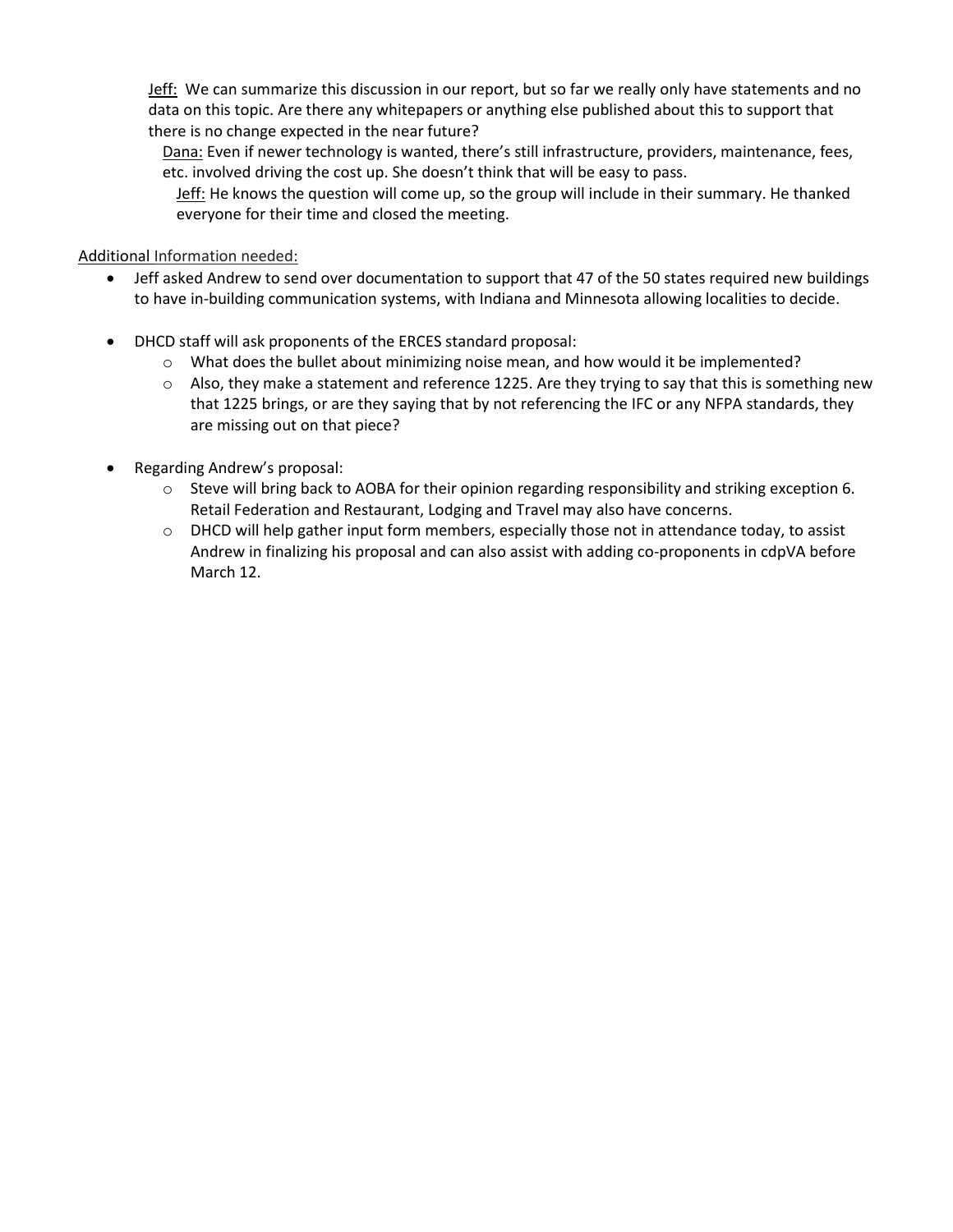Jeff: We can summarize this discussion in our report, but so far we really only have statements and no data on this topic. Are there any whitepapers or anything else published about this to support that there is no change expected in the near future?

Dana: Even if newer technology is wanted, there's still infrastructure, providers, maintenance, fees, etc. involved driving the cost up. She doesn't think that will be easy to pass.

Jeff: He knows the question will come up, so the group will include in their summary. He thanked everyone for their time and closed the meeting.

Additional Information needed:

- Jeff asked Andrew to send over documentation to support that 47 of the 50 states required new buildings to have in-building communication systems, with Indiana and Minnesota allowing localities to decide.
- DHCD staff will ask proponents of the ERCES standard proposal:
  - What does the bullet about minimizing noise mean, and how would it be implemented?
  - Also, they make a statement and reference 1225. Are they trying to say that this is something new that 1225 brings, or are they saying that by not referencing the IFC or any NFPA standards, they are missing out on that piece?
- Regarding Andrew's proposal:
  - Steve will bring back to AOBA for their opinion regarding responsibility and striking exception 6. Retail Federation and Restaurant, Lodging and Travel may also have concerns.
  - DHCD will help gather input form members, especially those not in attendance today, to assist Andrew in finalizing his proposal and can also assist with adding co-proponents in cdpVA before March 12.